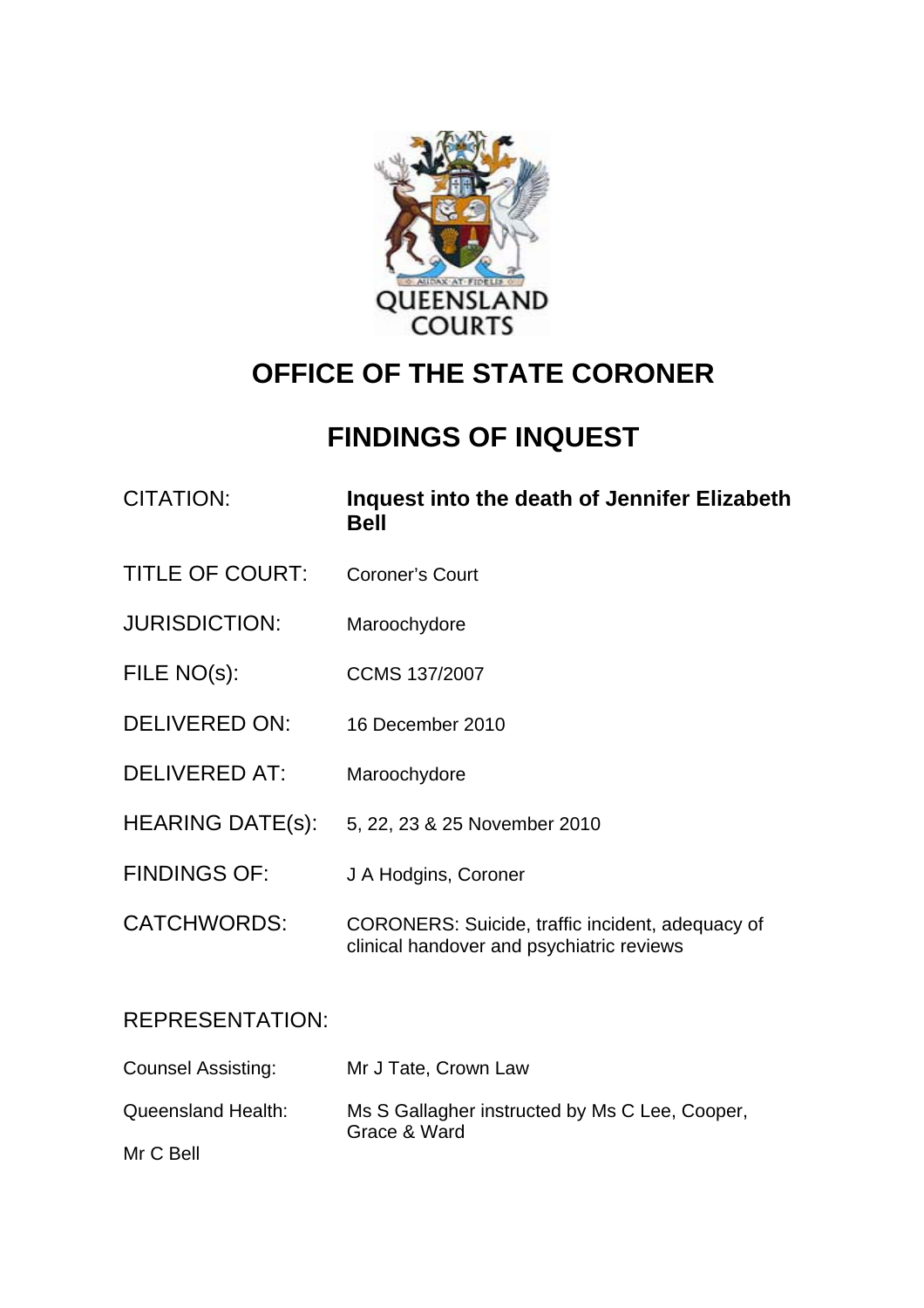QUEENSLAND COURTS

# OFFICE OF THE STATE CORONER

# FINDINGS OF INQUEST

| | |
|---|---|
| CITATION: | **Inquest into the death of Jennifer Elizabeth Bell** |
| TITLE OF COURT: | Coroner's Court |
| JURISDICTION: | Maroochydore |
| FILE NO(s): | CCMS 137/2007 |
| DELIVERED ON: | 16 December 2010 |
| DELIVERED AT: | Maroochydore |
| HEARING DATE(s): | 5, 22, 23 & 25 November 2010 |
| FINDINGS OF: | J A Hodgins, Coroner |
| CATCHWORDS: | CORONERS: Suicide, traffic incident, adequacy of clinical handover and psychiatric reviews |

REPRESENTATION:

| | |
|---|---|
| Counsel Assisting: | Mr J Tate, Crown Law |
| Queensland Health: | Ms S Gallagher instructed by Ms C Lee, Cooper, Grace & Ward |
| Mr C Bell | |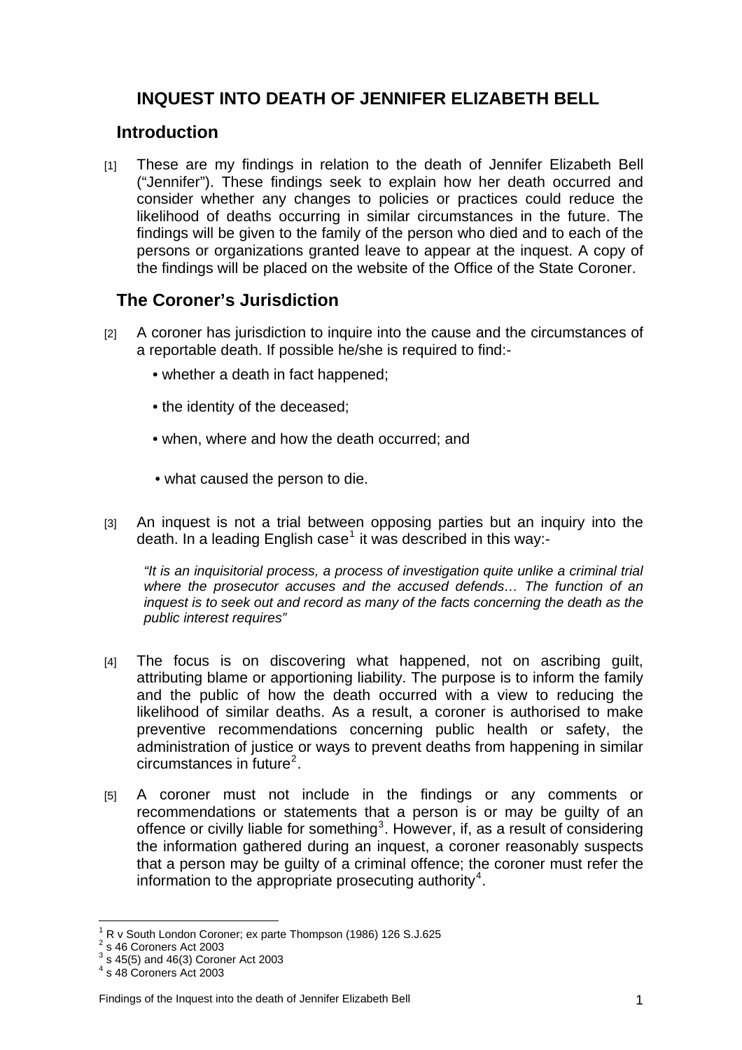## INQUEST INTO DEATH OF JENNIFER ELIZABETH BELL

## Introduction

[1] These are my findings in relation to the death of Jennifer Elizabeth Bell ("Jennifer"). These findings seek to explain how her death occurred and consider whether any changes to policies or practices could reduce the likelihood of deaths occurring in similar circumstances in the future. The findings will be given to the family of the person who died and to each of the persons or organizations granted leave to appear at the inquest. A copy of the findings will be placed on the website of the Office of the State Coroner.

## The Coroner's Jurisdiction

[2] A coroner has jurisdiction to inquire into the cause and the circumstances of a reportable death. If possible he/she is required to find:-

- whether a death in fact happened;
- the identity of the deceased;
- when, where and how the death occurred; and
- what caused the person to die.

[3] An inquest is not a trial between opposing parties but an inquiry into the death. In a leading English case[1] it was described in this way:-

> *"It is an inquisitorial process, a process of investigation quite unlike a criminal trial where the prosecutor accuses and the accused defends… The function of an inquest is to seek out and record as many of the facts concerning the death as the public interest requires"*

[4] The focus is on discovering what happened, not on ascribing guilt, attributing blame or apportioning liability. The purpose is to inform the family and the public of how the death occurred with a view to reducing the likelihood of similar deaths. As a result, a coroner is authorised to make preventive recommendations concerning public health or safety, the administration of justice or ways to prevent deaths from happening in similar circumstances in future[2].

[5] A coroner must not include in the findings or any comments or recommendations or statements that a person is or may be guilty of an offence or civilly liable for something[3]. However, if, as a result of considering the information gathered during an inquest, a coroner reasonably suspects that a person may be guilty of a criminal offence; the coroner must refer the information to the appropriate prosecuting authority[4].

---

[1] R v South London Coroner; ex parte Thompson (1986) 126 S.J.625
[2] s 46 Coroners Act 2003
[3] s 45(5) and 46(3) Coroner Act 2003
[4] s 48 Coroners Act 2003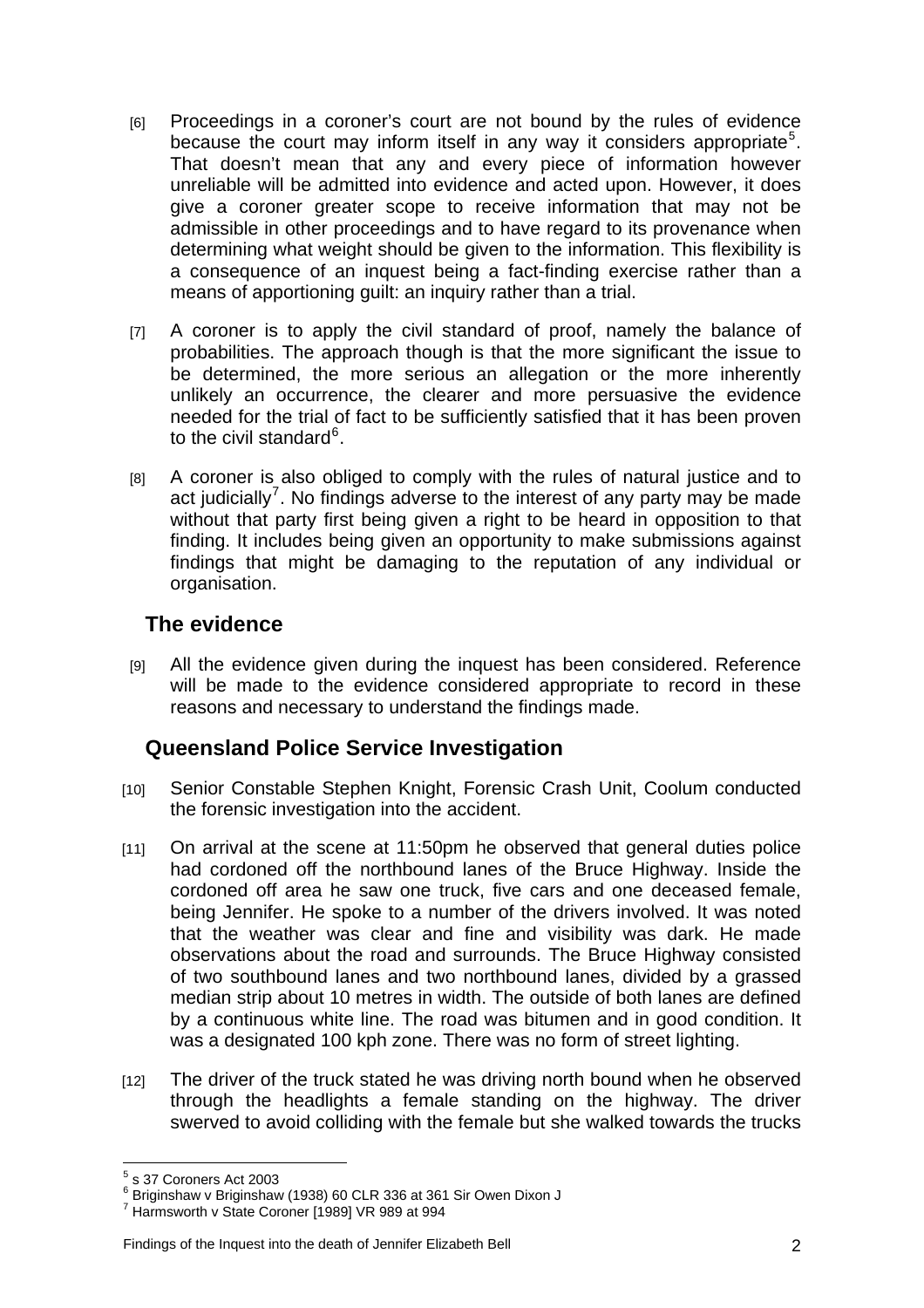[6] Proceedings in a coroner's court are not bound by the rules of evidence because the court may inform itself in any way it considers appropriate[5]. That doesn't mean that any and every piece of information however unreliable will be admitted into evidence and acted upon. However, it does give a coroner greater scope to receive information that may not be admissible in other proceedings and to have regard to its provenance when determining what weight should be given to the information. This flexibility is a consequence of an inquest being a fact-finding exercise rather than a means of apportioning guilt: an inquiry rather than a trial.

[7] A coroner is to apply the civil standard of proof, namely the balance of probabilities. The approach though is that the more significant the issue to be determined, the more serious an allegation or the more inherently unlikely an occurrence, the clearer and more persuasive the evidence needed for the trial of fact to be sufficiently satisfied that it has been proven to the civil standard[6].

[8] A coroner is also obliged to comply with the rules of natural justice and to act judicially[7]. No findings adverse to the interest of any party may be made without that party first being given a right to be heard in opposition to that finding. It includes being given an opportunity to make submissions against findings that might be damaging to the reputation of any individual or organisation.

## The evidence

[9] All the evidence given during the inquest has been considered. Reference will be made to the evidence considered appropriate to record in these reasons and necessary to understand the findings made.

## Queensland Police Service Investigation

[10] Senior Constable Stephen Knight, Forensic Crash Unit, Coolum conducted the forensic investigation into the accident.

[11] On arrival at the scene at 11:50pm he observed that general duties police had cordoned off the northbound lanes of the Bruce Highway. Inside the cordoned off area he saw one truck, five cars and one deceased female, being Jennifer. He spoke to a number of the drivers involved. It was noted that the weather was clear and fine and visibility was dark. He made observations about the road and surrounds. The Bruce Highway consisted of two southbound lanes and two northbound lanes, divided by a grassed median strip about 10 metres in width. The outside of both lanes are defined by a continuous white line. The road was bitumen and in good condition. It was a designated 100 kph zone. There was no form of street lighting.

[12] The driver of the truck stated he was driving north bound when he observed through the headlights a female standing on the highway. The driver swerved to avoid colliding with the female but she walked towards the trucks

---

[5] s 37 Coroners Act 2003
[6] Briginshaw v Briginshaw (1938) 60 CLR 336 at 361 Sir Owen Dixon J
[7] Harmsworth v State Coroner [1989] VR 989 at 994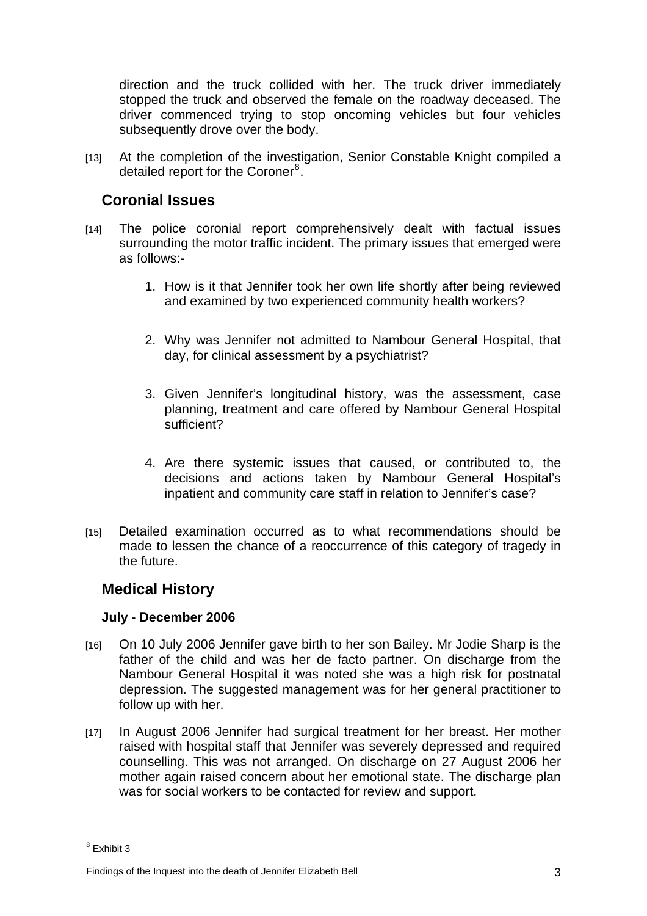direction and the truck collided with her. The truck driver immediately stopped the truck and observed the female on the roadway deceased. The driver commenced trying to stop oncoming vehicles but four vehicles subsequently drove over the body.

[13] At the completion of the investigation, Senior Constable Knight compiled a detailed report for the Coroner[8].

## Coronial Issues

[14] The police coronial report comprehensively dealt with factual issues surrounding the motor traffic incident. The primary issues that emerged were as follows:-

1. How is it that Jennifer took her own life shortly after being reviewed and examined by two experienced community health workers?

2. Why was Jennifer not admitted to Nambour General Hospital, that day, for clinical assessment by a psychiatrist?

3. Given Jennifer's longitudinal history, was the assessment, case planning, treatment and care offered by Nambour General Hospital sufficient?

4. Are there systemic issues that caused, or contributed to, the decisions and actions taken by Nambour General Hospital's inpatient and community care staff in relation to Jennifer's case?

[15] Detailed examination occurred as to what recommendations should be made to lessen the chance of a reoccurrence of this category of tragedy in the future.

## Medical History

### July - December 2006

[16] On 10 July 2006 Jennifer gave birth to her son Bailey. Mr Jodie Sharp is the father of the child and was her de facto partner. On discharge from the Nambour General Hospital it was noted she was a high risk for postnatal depression. The suggested management was for her general practitioner to follow up with her.

[17] In August 2006 Jennifer had surgical treatment for her breast. Her mother raised with hospital staff that Jennifer was severely depressed and required counselling. This was not arranged. On discharge on 27 August 2006 her mother again raised concern about her emotional state. The discharge plan was for social workers to be contacted for review and support.

---

[8] Exhibit 3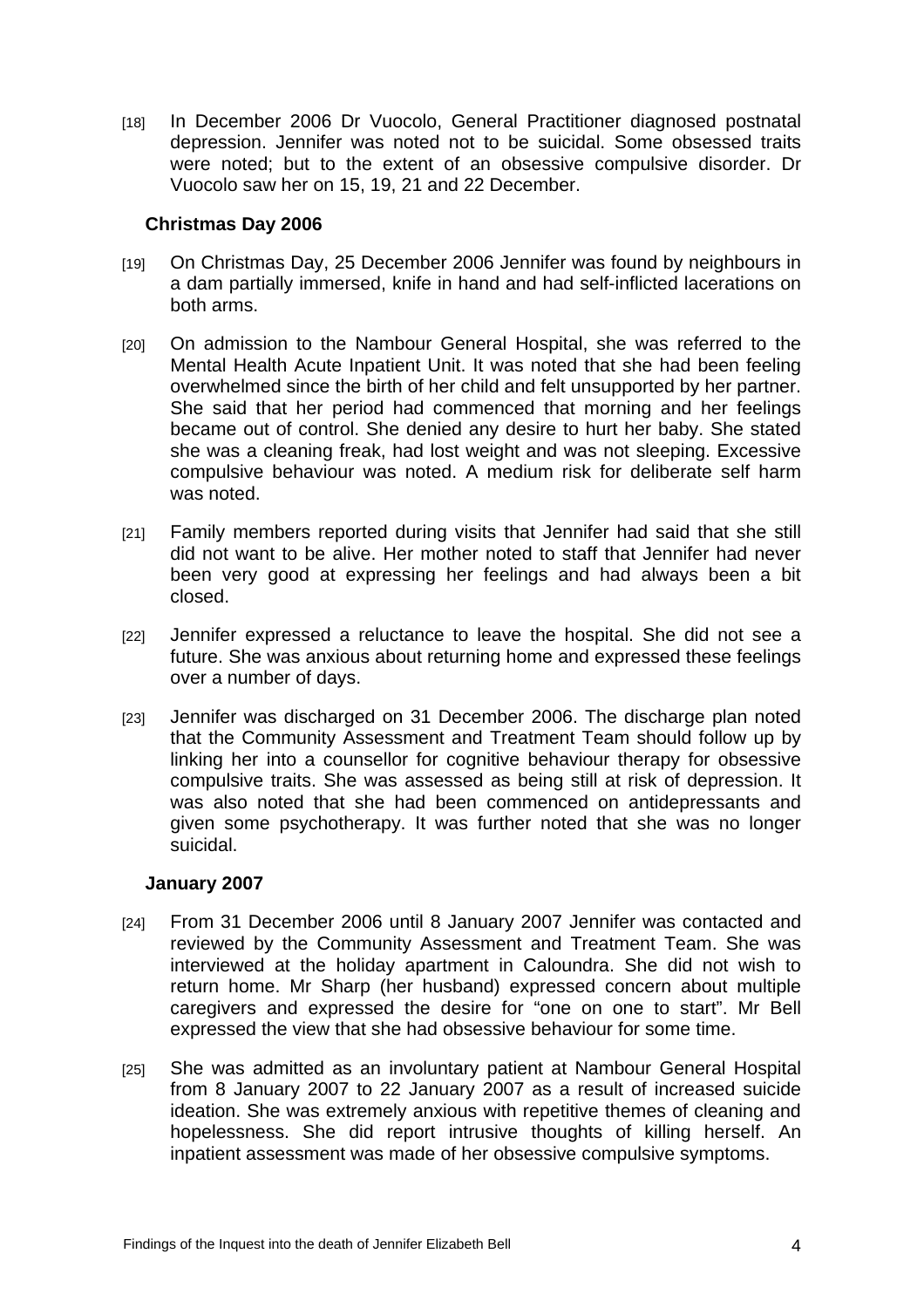[18] In December 2006 Dr Vuocolo, General Practitioner diagnosed postnatal depression. Jennifer was noted not to be suicidal. Some obsessed traits were noted; but to the extent of an obsessive compulsive disorder. Dr Vuocolo saw her on 15, 19, 21 and 22 December.

### Christmas Day 2006

[19] On Christmas Day, 25 December 2006 Jennifer was found by neighbours in a dam partially immersed, knife in hand and had self-inflicted lacerations on both arms.

[20] On admission to the Nambour General Hospital, she was referred to the Mental Health Acute Inpatient Unit. It was noted that she had been feeling overwhelmed since the birth of her child and felt unsupported by her partner. She said that her period had commenced that morning and her feelings became out of control. She denied any desire to hurt her baby. She stated she was a cleaning freak, had lost weight and was not sleeping. Excessive compulsive behaviour was noted. A medium risk for deliberate self harm was noted.

[21] Family members reported during visits that Jennifer had said that she still did not want to be alive. Her mother noted to staff that Jennifer had never been very good at expressing her feelings and had always been a bit closed.

[22] Jennifer expressed a reluctance to leave the hospital. She did not see a future. She was anxious about returning home and expressed these feelings over a number of days.

[23] Jennifer was discharged on 31 December 2006. The discharge plan noted that the Community Assessment and Treatment Team should follow up by linking her into a counsellor for cognitive behaviour therapy for obsessive compulsive traits. She was assessed as being still at risk of depression. It was also noted that she had been commenced on antidepressants and given some psychotherapy. It was further noted that she was no longer suicidal.

### January 2007

[24] From 31 December 2006 until 8 January 2007 Jennifer was contacted and reviewed by the Community Assessment and Treatment Team. She was interviewed at the holiday apartment in Caloundra. She did not wish to return home. Mr Sharp (her husband) expressed concern about multiple caregivers and expressed the desire for "one on one to start". Mr Bell expressed the view that she had obsessive behaviour for some time.

[25] She was admitted as an involuntary patient at Nambour General Hospital from 8 January 2007 to 22 January 2007 as a result of increased suicide ideation. She was extremely anxious with repetitive themes of cleaning and hopelessness. She did report intrusive thoughts of killing herself. An inpatient assessment was made of her obsessive compulsive symptoms.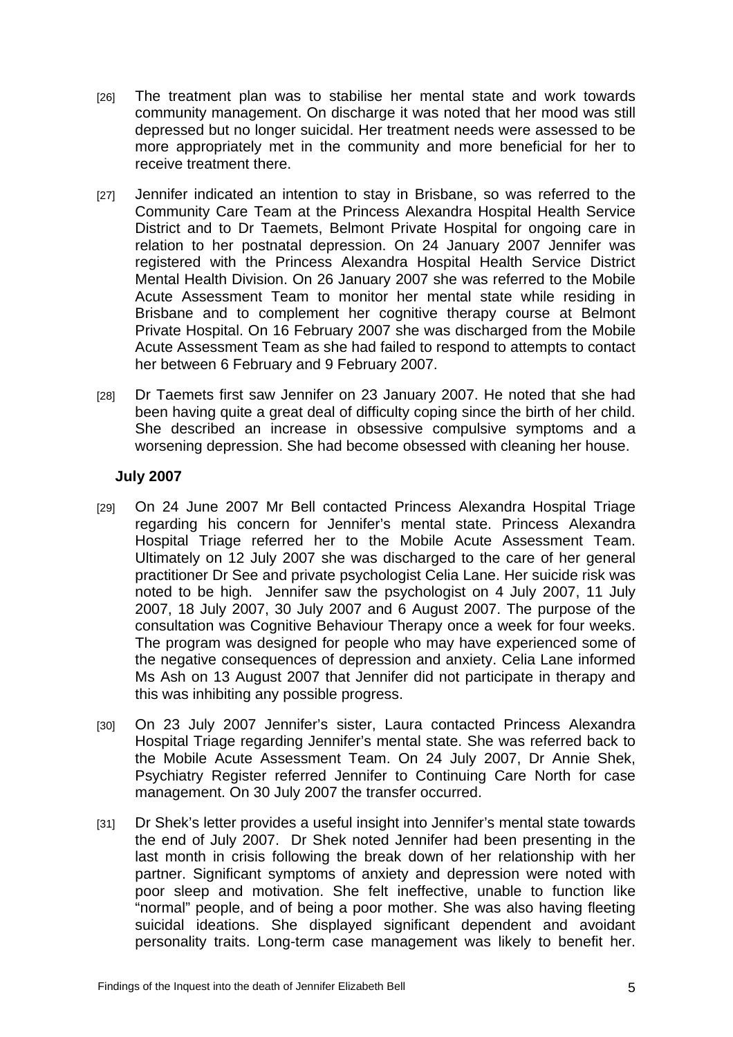[26] The treatment plan was to stabilise her mental state and work towards community management. On discharge it was noted that her mood was still depressed but no longer suicidal. Her treatment needs were assessed to be more appropriately met in the community and more beneficial for her to receive treatment there.

[27] Jennifer indicated an intention to stay in Brisbane, so was referred to the Community Care Team at the Princess Alexandra Hospital Health Service District and to Dr Taemets, Belmont Private Hospital for ongoing care in relation to her postnatal depression. On 24 January 2007 Jennifer was registered with the Princess Alexandra Hospital Health Service District Mental Health Division. On 26 January 2007 she was referred to the Mobile Acute Assessment Team to monitor her mental state while residing in Brisbane and to complement her cognitive therapy course at Belmont Private Hospital. On 16 February 2007 she was discharged from the Mobile Acute Assessment Team as she had failed to respond to attempts to contact her between 6 February and 9 February 2007.

[28] Dr Taemets first saw Jennifer on 23 January 2007. He noted that she had been having quite a great deal of difficulty coping since the birth of her child. She described an increase in obsessive compulsive symptoms and a worsening depression. She had become obsessed with cleaning her house.

### July 2007

[29] On 24 June 2007 Mr Bell contacted Princess Alexandra Hospital Triage regarding his concern for Jennifer's mental state. Princess Alexandra Hospital Triage referred her to the Mobile Acute Assessment Team. Ultimately on 12 July 2007 she was discharged to the care of her general practitioner Dr See and private psychologist Celia Lane. Her suicide risk was noted to be high. Jennifer saw the psychologist on 4 July 2007, 11 July 2007, 18 July 2007, 30 July 2007 and 6 August 2007. The purpose of the consultation was Cognitive Behaviour Therapy once a week for four weeks. The program was designed for people who may have experienced some of the negative consequences of depression and anxiety. Celia Lane informed Ms Ash on 13 August 2007 that Jennifer did not participate in therapy and this was inhibiting any possible progress.

[30] On 23 July 2007 Jennifer's sister, Laura contacted Princess Alexandra Hospital Triage regarding Jennifer's mental state. She was referred back to the Mobile Acute Assessment Team. On 24 July 2007, Dr Annie Shek, Psychiatry Register referred Jennifer to Continuing Care North for case management. On 30 July 2007 the transfer occurred.

[31] Dr Shek's letter provides a useful insight into Jennifer's mental state towards the end of July 2007. Dr Shek noted Jennifer had been presenting in the last month in crisis following the break down of her relationship with her partner. Significant symptoms of anxiety and depression were noted with poor sleep and motivation. She felt ineffective, unable to function like "normal" people, and of being a poor mother. She was also having fleeting suicidal ideations. She displayed significant dependent and avoidant personality traits. Long-term case management was likely to benefit her.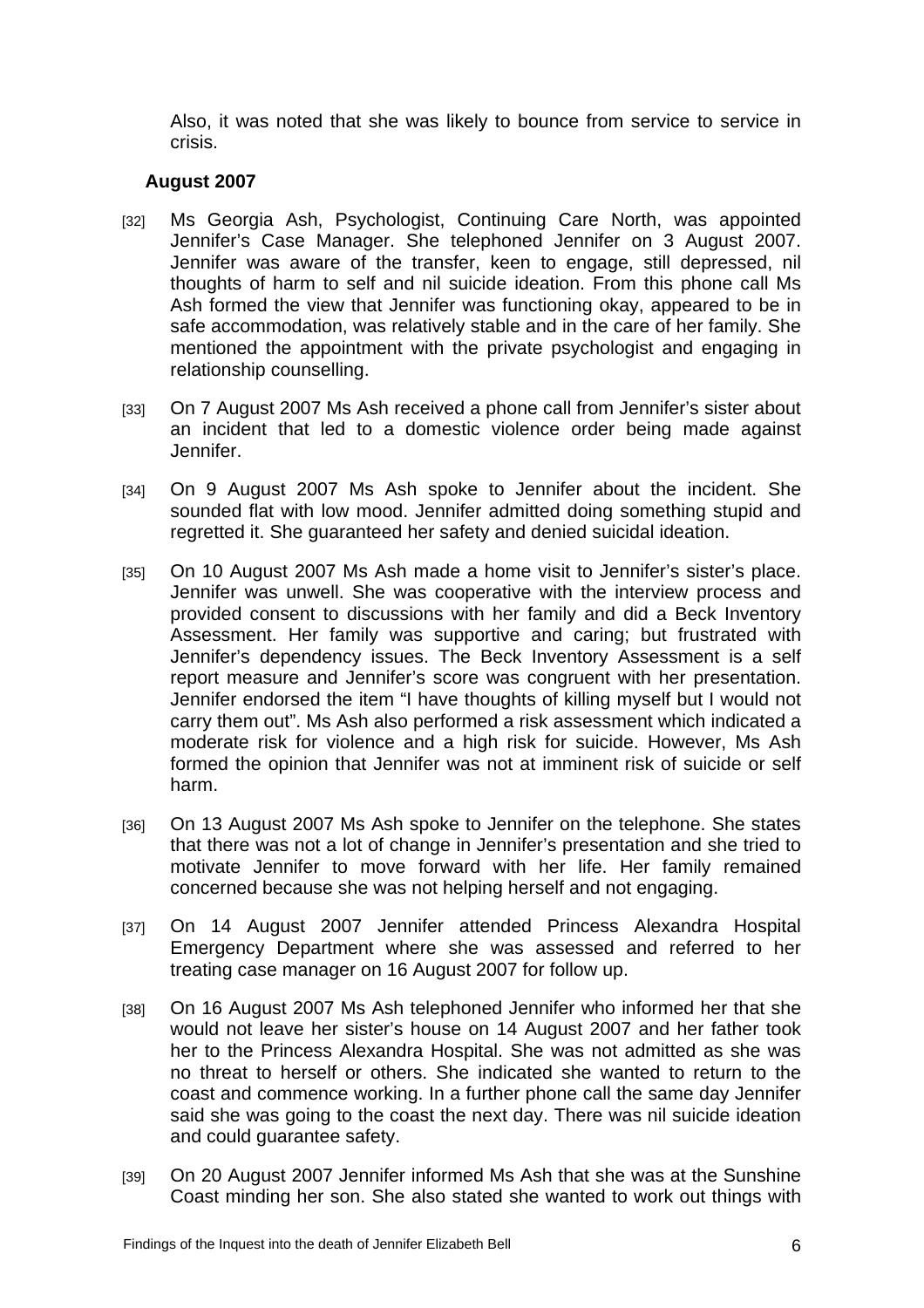Also, it was noted that she was likely to bounce from service to service in crisis.

### August 2007

[32] Ms Georgia Ash, Psychologist, Continuing Care North, was appointed Jennifer's Case Manager. She telephoned Jennifer on 3 August 2007. Jennifer was aware of the transfer, keen to engage, still depressed, nil thoughts of harm to self and nil suicide ideation. From this phone call Ms Ash formed the view that Jennifer was functioning okay, appeared to be in safe accommodation, was relatively stable and in the care of her family. She mentioned the appointment with the private psychologist and engaging in relationship counselling.

[33] On 7 August 2007 Ms Ash received a phone call from Jennifer's sister about an incident that led to a domestic violence order being made against Jennifer.

[34] On 9 August 2007 Ms Ash spoke to Jennifer about the incident. She sounded flat with low mood. Jennifer admitted doing something stupid and regretted it. She guaranteed her safety and denied suicidal ideation.

[35] On 10 August 2007 Ms Ash made a home visit to Jennifer's sister's place. Jennifer was unwell. She was cooperative with the interview process and provided consent to discussions with her family and did a Beck Inventory Assessment. Her family was supportive and caring; but frustrated with Jennifer's dependency issues. The Beck Inventory Assessment is a self report measure and Jennifer's score was congruent with her presentation. Jennifer endorsed the item "I have thoughts of killing myself but I would not carry them out". Ms Ash also performed a risk assessment which indicated a moderate risk for violence and a high risk for suicide. However, Ms Ash formed the opinion that Jennifer was not at imminent risk of suicide or self harm.

[36] On 13 August 2007 Ms Ash spoke to Jennifer on the telephone. She states that there was not a lot of change in Jennifer's presentation and she tried to motivate Jennifer to move forward with her life. Her family remained concerned because she was not helping herself and not engaging.

[37] On 14 August 2007 Jennifer attended Princess Alexandra Hospital Emergency Department where she was assessed and referred to her treating case manager on 16 August 2007 for follow up.

[38] On 16 August 2007 Ms Ash telephoned Jennifer who informed her that she would not leave her sister's house on 14 August 2007 and her father took her to the Princess Alexandra Hospital. She was not admitted as she was no threat to herself or others. She indicated she wanted to return to the coast and commence working. In a further phone call the same day Jennifer said she was going to the coast the next day. There was nil suicide ideation and could guarantee safety.

[39] On 20 August 2007 Jennifer informed Ms Ash that she was at the Sunshine Coast minding her son. She also stated she wanted to work out things with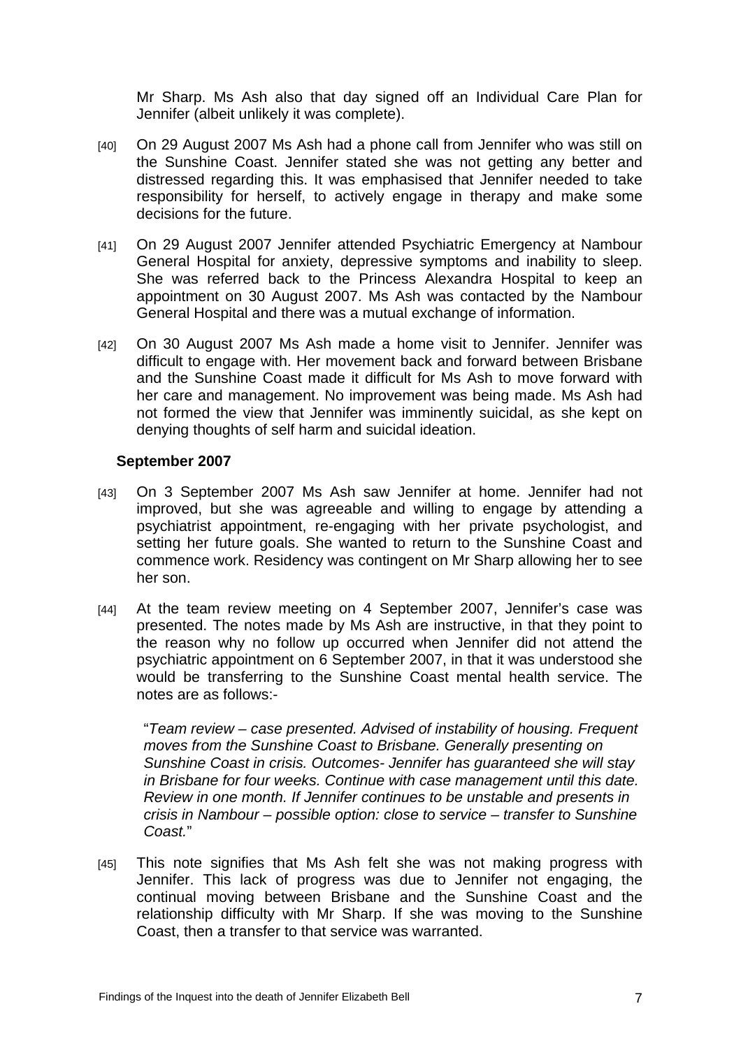Mr Sharp. Ms Ash also that day signed off an Individual Care Plan for Jennifer (albeit unlikely it was complete).

[40] On 29 August 2007 Ms Ash had a phone call from Jennifer who was still on the Sunshine Coast. Jennifer stated she was not getting any better and distressed regarding this. It was emphasised that Jennifer needed to take responsibility for herself, to actively engage in therapy and make some decisions for the future.

[41] On 29 August 2007 Jennifer attended Psychiatric Emergency at Nambour General Hospital for anxiety, depressive symptoms and inability to sleep. She was referred back to the Princess Alexandra Hospital to keep an appointment on 30 August 2007. Ms Ash was contacted by the Nambour General Hospital and there was a mutual exchange of information.

[42] On 30 August 2007 Ms Ash made a home visit to Jennifer. Jennifer was difficult to engage with. Her movement back and forward between Brisbane and the Sunshine Coast made it difficult for Ms Ash to move forward with her care and management. No improvement was being made. Ms Ash had not formed the view that Jennifer was imminently suicidal, as she kept on denying thoughts of self harm and suicidal ideation.

**September 2007**

[43] On 3 September 2007 Ms Ash saw Jennifer at home. Jennifer had not improved, but she was agreeable and willing to engage by attending a psychiatrist appointment, re-engaging with her private psychologist, and setting her future goals. She wanted to return to the Sunshine Coast and commence work. Residency was contingent on Mr Sharp allowing her to see her son.

[44] At the team review meeting on 4 September 2007, Jennifer's case was presented. The notes made by Ms Ash are instructive, in that they point to the reason why no follow up occurred when Jennifer did not attend the psychiatric appointment on 6 September 2007, in that it was understood she would be transferring to the Sunshine Coast mental health service. The notes are as follows:-

> "*Team review – case presented. Advised of instability of housing. Frequent moves from the Sunshine Coast to Brisbane. Generally presenting on Sunshine Coast in crisis. Outcomes- Jennifer has guaranteed she will stay in Brisbane for four weeks. Continue with case management until this date. Review in one month. If Jennifer continues to be unstable and presents in crisis in Nambour – possible option: close to service – transfer to Sunshine Coast.*"

[45] This note signifies that Ms Ash felt she was not making progress with Jennifer. This lack of progress was due to Jennifer not engaging, the continual moving between Brisbane and the Sunshine Coast and the relationship difficulty with Mr Sharp. If she was moving to the Sunshine Coast, then a transfer to that service was warranted.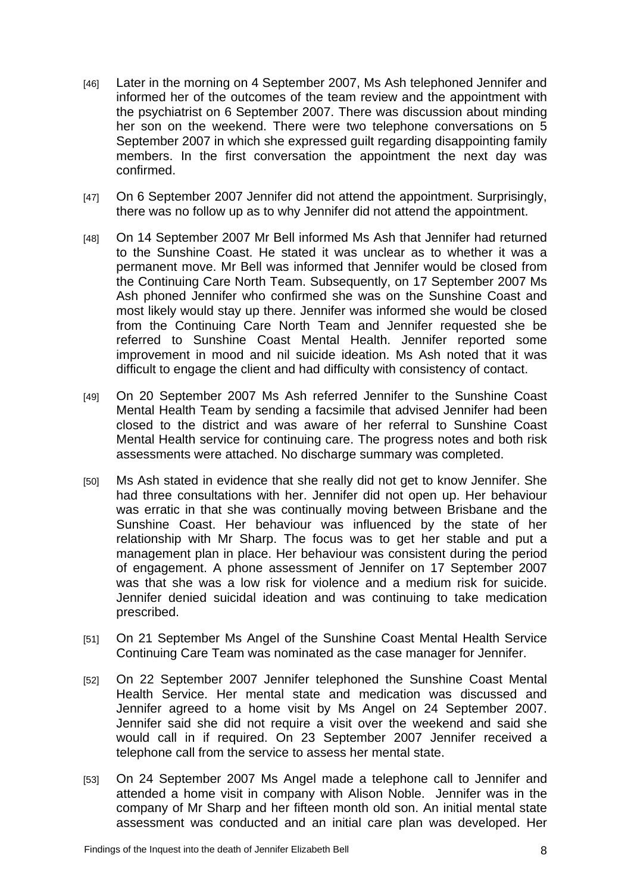[46] Later in the morning on 4 September 2007, Ms Ash telephoned Jennifer and informed her of the outcomes of the team review and the appointment with the psychiatrist on 6 September 2007. There was discussion about minding her son on the weekend. There were two telephone conversations on 5 September 2007 in which she expressed guilt regarding disappointing family members. In the first conversation the appointment the next day was confirmed.

[47] On 6 September 2007 Jennifer did not attend the appointment. Surprisingly, there was no follow up as to why Jennifer did not attend the appointment.

[48] On 14 September 2007 Mr Bell informed Ms Ash that Jennifer had returned to the Sunshine Coast. He stated it was unclear as to whether it was a permanent move. Mr Bell was informed that Jennifer would be closed from the Continuing Care North Team. Subsequently, on 17 September 2007 Ms Ash phoned Jennifer who confirmed she was on the Sunshine Coast and most likely would stay up there. Jennifer was informed she would be closed from the Continuing Care North Team and Jennifer requested she be referred to Sunshine Coast Mental Health. Jennifer reported some improvement in mood and nil suicide ideation. Ms Ash noted that it was difficult to engage the client and had difficulty with consistency of contact.

[49] On 20 September 2007 Ms Ash referred Jennifer to the Sunshine Coast Mental Health Team by sending a facsimile that advised Jennifer had been closed to the district and was aware of her referral to Sunshine Coast Mental Health service for continuing care. The progress notes and both risk assessments were attached. No discharge summary was completed.

[50] Ms Ash stated in evidence that she really did not get to know Jennifer. She had three consultations with her. Jennifer did not open up. Her behaviour was erratic in that she was continually moving between Brisbane and the Sunshine Coast. Her behaviour was influenced by the state of her relationship with Mr Sharp. The focus was to get her stable and put a management plan in place. Her behaviour was consistent during the period of engagement. A phone assessment of Jennifer on 17 September 2007 was that she was a low risk for violence and a medium risk for suicide. Jennifer denied suicidal ideation and was continuing to take medication prescribed.

[51] On 21 September Ms Angel of the Sunshine Coast Mental Health Service Continuing Care Team was nominated as the case manager for Jennifer.

[52] On 22 September 2007 Jennifer telephoned the Sunshine Coast Mental Health Service. Her mental state and medication was discussed and Jennifer agreed to a home visit by Ms Angel on 24 September 2007. Jennifer said she did not require a visit over the weekend and said she would call in if required. On 23 September 2007 Jennifer received a telephone call from the service to assess her mental state.

[53] On 24 September 2007 Ms Angel made a telephone call to Jennifer and attended a home visit in company with Alison Noble. Jennifer was in the company of Mr Sharp and her fifteen month old son. An initial mental state assessment was conducted and an initial care plan was developed. Her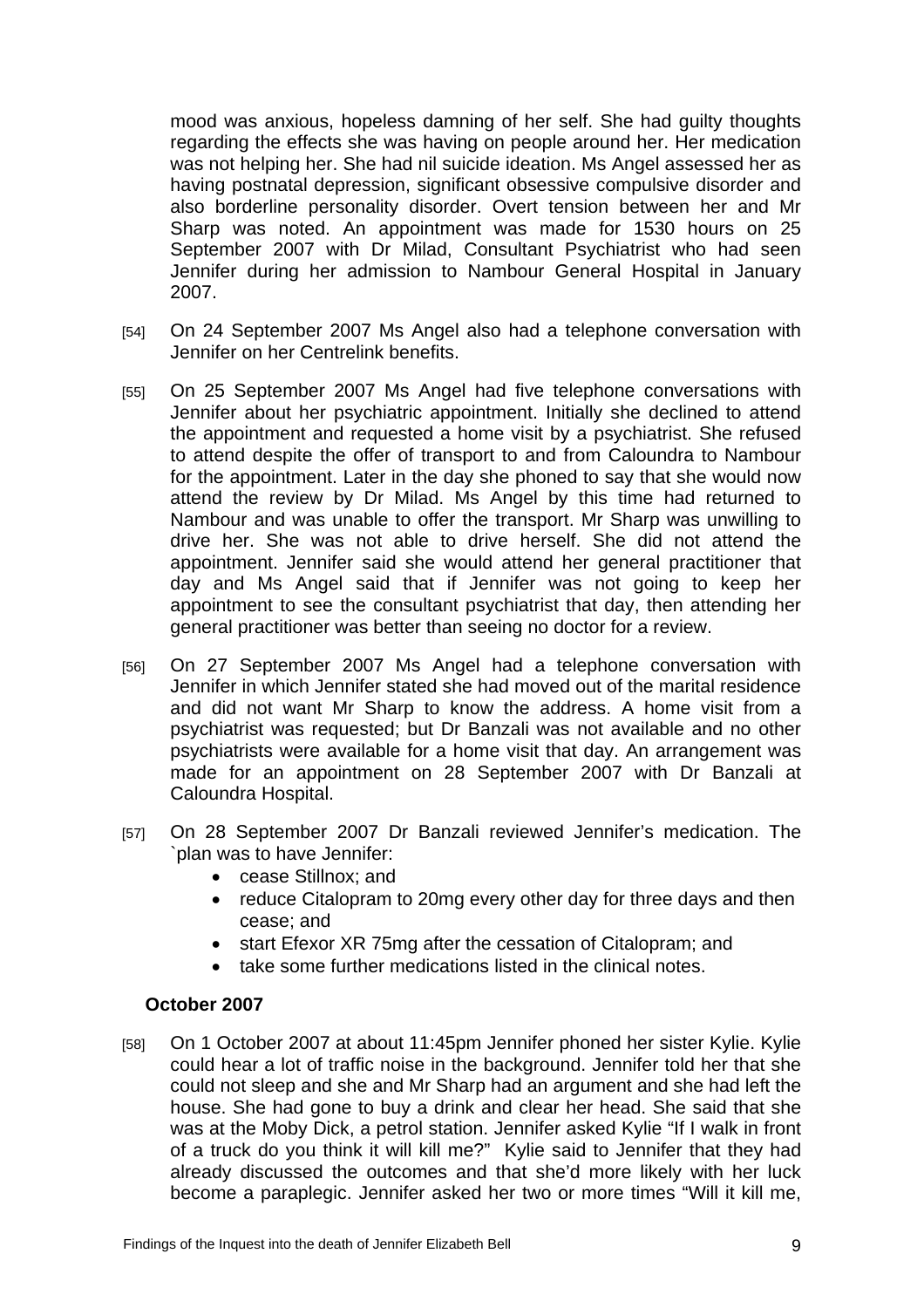mood was anxious, hopeless damning of her self. She had guilty thoughts regarding the effects she was having on people around her. Her medication was not helping her. She had nil suicide ideation. Ms Angel assessed her as having postnatal depression, significant obsessive compulsive disorder and also borderline personality disorder. Overt tension between her and Mr Sharp was noted. An appointment was made for 1530 hours on 25 September 2007 with Dr Milad, Consultant Psychiatrist who had seen Jennifer during her admission to Nambour General Hospital in January 2007.

[54] On 24 September 2007 Ms Angel also had a telephone conversation with Jennifer on her Centrelink benefits.

[55] On 25 September 2007 Ms Angel had five telephone conversations with Jennifer about her psychiatric appointment. Initially she declined to attend the appointment and requested a home visit by a psychiatrist. She refused to attend despite the offer of transport to and from Caloundra to Nambour for the appointment. Later in the day she phoned to say that she would now attend the review by Dr Milad. Ms Angel by this time had returned to Nambour and was unable to offer the transport. Mr Sharp was unwilling to drive her. She was not able to drive herself. She did not attend the appointment. Jennifer said she would attend her general practitioner that day and Ms Angel said that if Jennifer was not going to keep her appointment to see the consultant psychiatrist that day, then attending her general practitioner was better than seeing no doctor for a review.

[56] On 27 September 2007 Ms Angel had a telephone conversation with Jennifer in which Jennifer stated she had moved out of the marital residence and did not want Mr Sharp to know the address. A home visit from a psychiatrist was requested; but Dr Banzali was not available and no other psychiatrists were available for a home visit that day. An arrangement was made for an appointment on 28 September 2007 with Dr Banzali at Caloundra Hospital.

[57] On 28 September 2007 Dr Banzali reviewed Jennifer's medication. The `plan was to have Jennifer:

- cease Stillnox; and
- reduce Citalopram to 20mg every other day for three days and then cease; and
- start Efexor XR 75mg after the cessation of Citalopram; and
- take some further medications listed in the clinical notes.

### October 2007

[58] On 1 October 2007 at about 11:45pm Jennifer phoned her sister Kylie. Kylie could hear a lot of traffic noise in the background. Jennifer told her that she could not sleep and she and Mr Sharp had an argument and she had left the house. She had gone to buy a drink and clear her head. She said that she was at the Moby Dick, a petrol station. Jennifer asked Kylie "If I walk in front of a truck do you think it will kill me?" Kylie said to Jennifer that they had already discussed the outcomes and that she'd more likely with her luck become a paraplegic. Jennifer asked her two or more times "Will it kill me,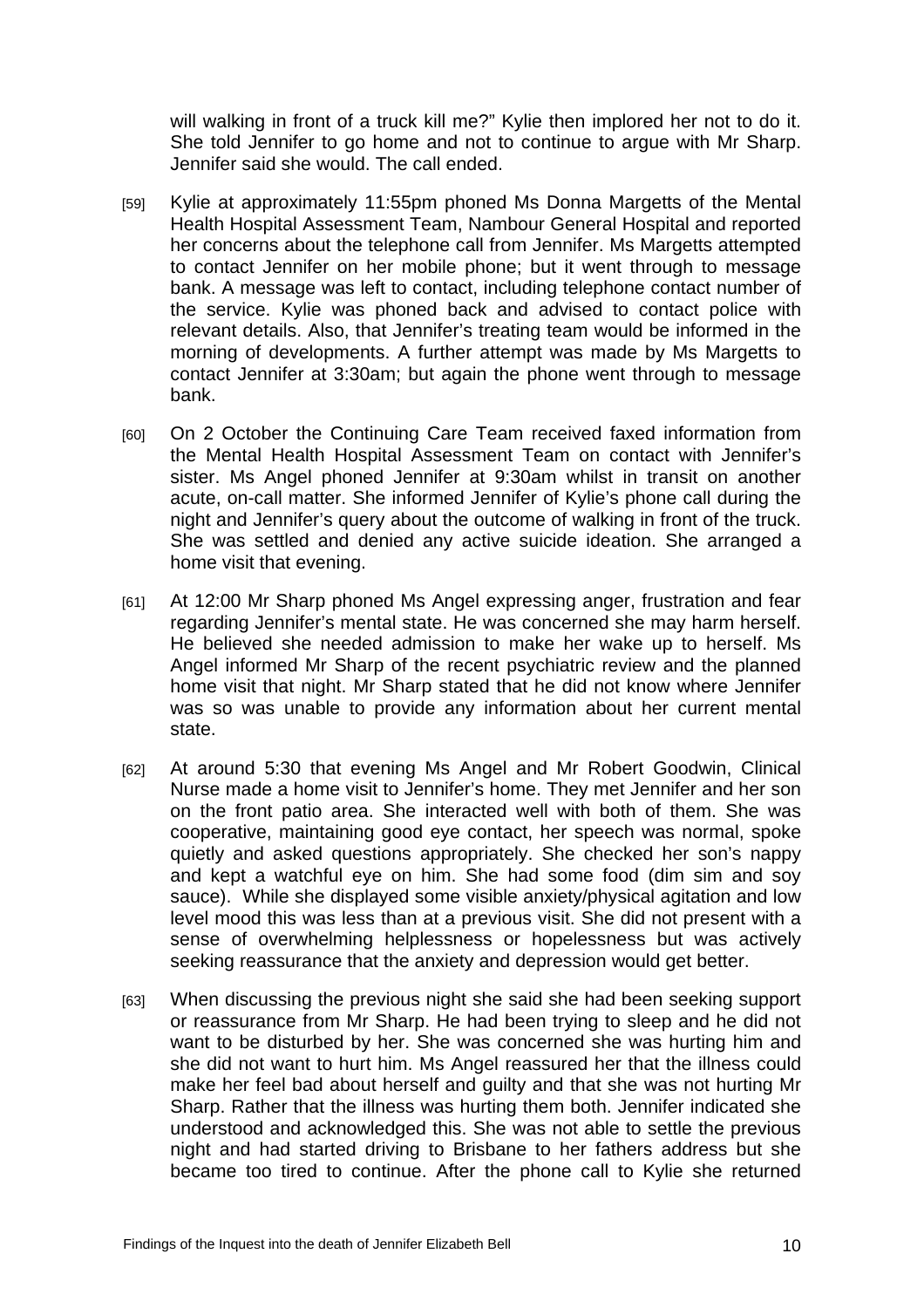will walking in front of a truck kill me?" Kylie then implored her not to do it. She told Jennifer to go home and not to continue to argue with Mr Sharp. Jennifer said she would. The call ended.

[59] Kylie at approximately 11:55pm phoned Ms Donna Margetts of the Mental Health Hospital Assessment Team, Nambour General Hospital and reported her concerns about the telephone call from Jennifer. Ms Margetts attempted to contact Jennifer on her mobile phone; but it went through to message bank. A message was left to contact, including telephone contact number of the service. Kylie was phoned back and advised to contact police with relevant details. Also, that Jennifer's treating team would be informed in the morning of developments. A further attempt was made by Ms Margetts to contact Jennifer at 3:30am; but again the phone went through to message bank.

[60] On 2 October the Continuing Care Team received faxed information from the Mental Health Hospital Assessment Team on contact with Jennifer's sister. Ms Angel phoned Jennifer at 9:30am whilst in transit on another acute, on-call matter. She informed Jennifer of Kylie's phone call during the night and Jennifer's query about the outcome of walking in front of the truck. She was settled and denied any active suicide ideation. She arranged a home visit that evening.

[61] At 12:00 Mr Sharp phoned Ms Angel expressing anger, frustration and fear regarding Jennifer's mental state. He was concerned she may harm herself. He believed she needed admission to make her wake up to herself. Ms Angel informed Mr Sharp of the recent psychiatric review and the planned home visit that night. Mr Sharp stated that he did not know where Jennifer was so was unable to provide any information about her current mental state.

[62] At around 5:30 that evening Ms Angel and Mr Robert Goodwin, Clinical Nurse made a home visit to Jennifer's home. They met Jennifer and her son on the front patio area. She interacted well with both of them. She was cooperative, maintaining good eye contact, her speech was normal, spoke quietly and asked questions appropriately. She checked her son's nappy and kept a watchful eye on him. She had some food (dim sim and soy sauce). While she displayed some visible anxiety/physical agitation and low level mood this was less than at a previous visit. She did not present with a sense of overwhelming helplessness or hopelessness but was actively seeking reassurance that the anxiety and depression would get better.

[63] When discussing the previous night she said she had been seeking support or reassurance from Mr Sharp. He had been trying to sleep and he did not want to be disturbed by her. She was concerned she was hurting him and she did not want to hurt him. Ms Angel reassured her that the illness could make her feel bad about herself and guilty and that she was not hurting Mr Sharp. Rather that the illness was hurting them both. Jennifer indicated she understood and acknowledged this. She was not able to settle the previous night and had started driving to Brisbane to her fathers address but she became too tired to continue. After the phone call to Kylie she returned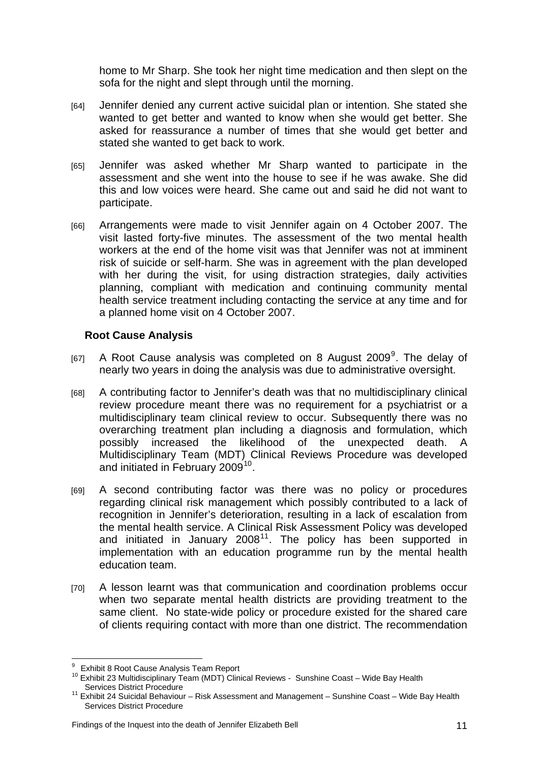home to Mr Sharp. She took her night time medication and then slept on the sofa for the night and slept through until the morning.

[64] Jennifer denied any current active suicidal plan or intention. She stated she wanted to get better and wanted to know when she would get better. She asked for reassurance a number of times that she would get better and stated she wanted to get back to work.

[65] Jennifer was asked whether Mr Sharp wanted to participate in the assessment and she went into the house to see if he was awake. She did this and low voices were heard. She came out and said he did not want to participate.

[66] Arrangements were made to visit Jennifer again on 4 October 2007. The visit lasted forty-five minutes. The assessment of the two mental health workers at the end of the home visit was that Jennifer was not at imminent risk of suicide or self-harm. She was in agreement with the plan developed with her during the visit, for using distraction strategies, daily activities planning, compliant with medication and continuing community mental health service treatment including contacting the service at any time and for a planned home visit on 4 October 2007.

### Root Cause Analysis

[67] A Root Cause analysis was completed on 8 August 2009[9]. The delay of nearly two years in doing the analysis was due to administrative oversight.

[68] A contributing factor to Jennifer's death was that no multidisciplinary clinical review procedure meant there was no requirement for a psychiatrist or a multidisciplinary team clinical review to occur. Subsequently there was no overarching treatment plan including a diagnosis and formulation, which possibly increased the likelihood of the unexpected death. A Multidisciplinary Team (MDT) Clinical Reviews Procedure was developed and initiated in February 2009[10].

[69] A second contributing factor was there was no policy or procedures regarding clinical risk management which possibly contributed to a lack of recognition in Jennifer's deterioration, resulting in a lack of escalation from the mental health service. A Clinical Risk Assessment Policy was developed and initiated in January 2008[11]. The policy has been supported in implementation with an education programme run by the mental health education team.

[70] A lesson learnt was that communication and coordination problems occur when two separate mental health districts are providing treatment to the same client. No state-wide policy or procedure existed for the shared care of clients requiring contact with more than one district. The recommendation

---

[9] Exhibit 8 Root Cause Analysis Team Report

[10] Exhibit 23 Multidisciplinary Team (MDT) Clinical Reviews - Sunshine Coast – Wide Bay Health Services District Procedure

[11] Exhibit 24 Suicidal Behaviour – Risk Assessment and Management – Sunshine Coast – Wide Bay Health Services District Procedure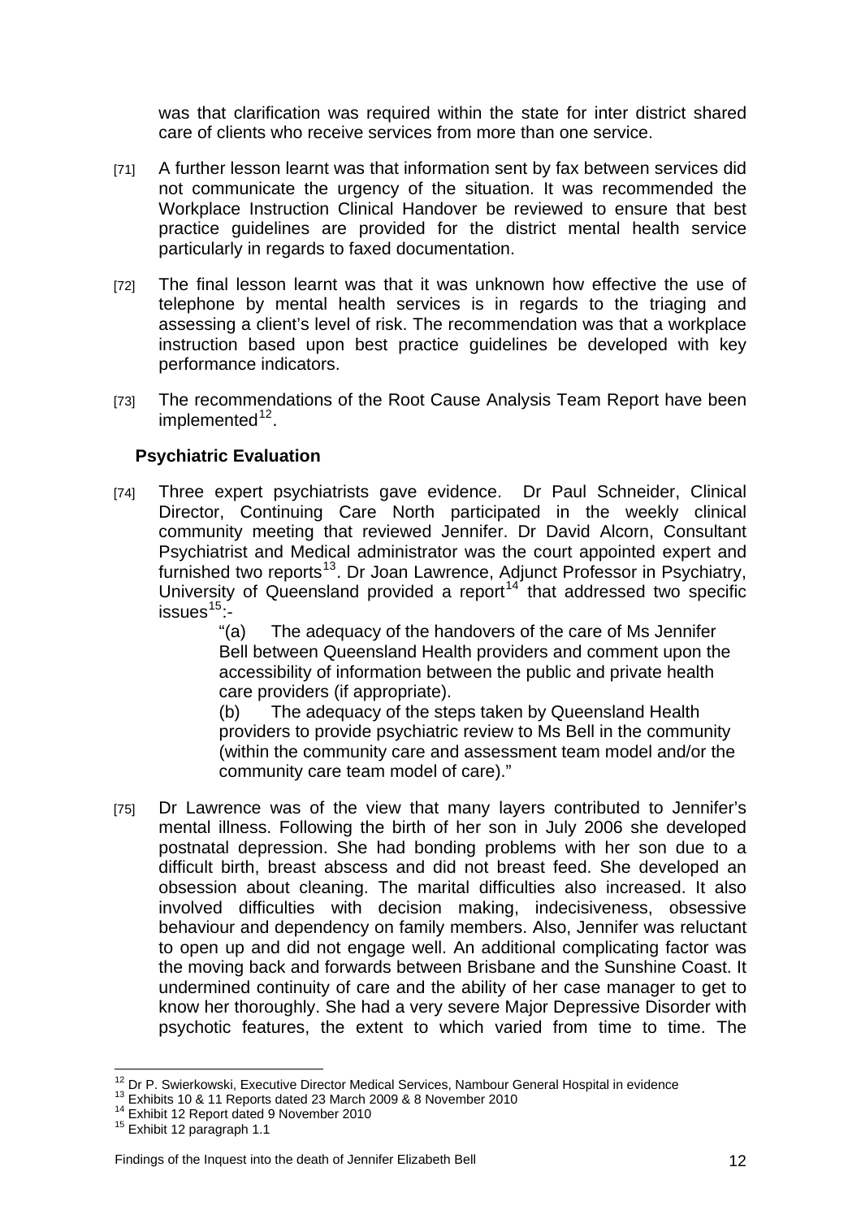was that clarification was required within the state for inter district shared care of clients who receive services from more than one service.

[71] A further lesson learnt was that information sent by fax between services did not communicate the urgency of the situation. It was recommended the Workplace Instruction Clinical Handover be reviewed to ensure that best practice guidelines are provided for the district mental health service particularly in regards to faxed documentation.

[72] The final lesson learnt was that it was unknown how effective the use of telephone by mental health services is in regards to the triaging and assessing a client's level of risk. The recommendation was that a workplace instruction based upon best practice guidelines be developed with key performance indicators.

[73] The recommendations of the Root Cause Analysis Team Report have been implemented[12].

### Psychiatric Evaluation

[74] Three expert psychiatrists gave evidence. Dr Paul Schneider, Clinical Director, Continuing Care North participated in the weekly clinical community meeting that reviewed Jennifer. Dr David Alcorn, Consultant Psychiatrist and Medical administrator was the court appointed expert and furnished two reports[13]. Dr Joan Lawrence, Adjunct Professor in Psychiatry, University of Queensland provided a report[14] that addressed two specific issues[15]:-

> "(a) The adequacy of the handovers of the care of Ms Jennifer Bell between Queensland Health providers and comment upon the accessibility of information between the public and private health care providers (if appropriate).
>
> (b) The adequacy of the steps taken by Queensland Health providers to provide psychiatric review to Ms Bell in the community (within the community care and assessment team model and/or the community care team model of care)."

[75] Dr Lawrence was of the view that many layers contributed to Jennifer's mental illness. Following the birth of her son in July 2006 she developed postnatal depression. She had bonding problems with her son due to a difficult birth, breast abscess and did not breast feed. She developed an obsession about cleaning. The marital difficulties also increased. It also involved difficulties with decision making, indecisiveness, obsessive behaviour and dependency on family members. Also, Jennifer was reluctant to open up and did not engage well. An additional complicating factor was the moving back and forwards between Brisbane and the Sunshine Coast. It undermined continuity of care and the ability of her case manager to get to know her thoroughly. She had a very severe Major Depressive Disorder with psychotic features, the extent to which varied from time to time. The

---

[12] Dr P. Swierkowski, Executive Director Medical Services, Nambour General Hospital in evidence

[13] Exhibits 10 & 11 Reports dated 23 March 2009 & 8 November 2010

[14] Exhibit 12 Report dated 9 November 2010

[15] Exhibit 12 paragraph 1.1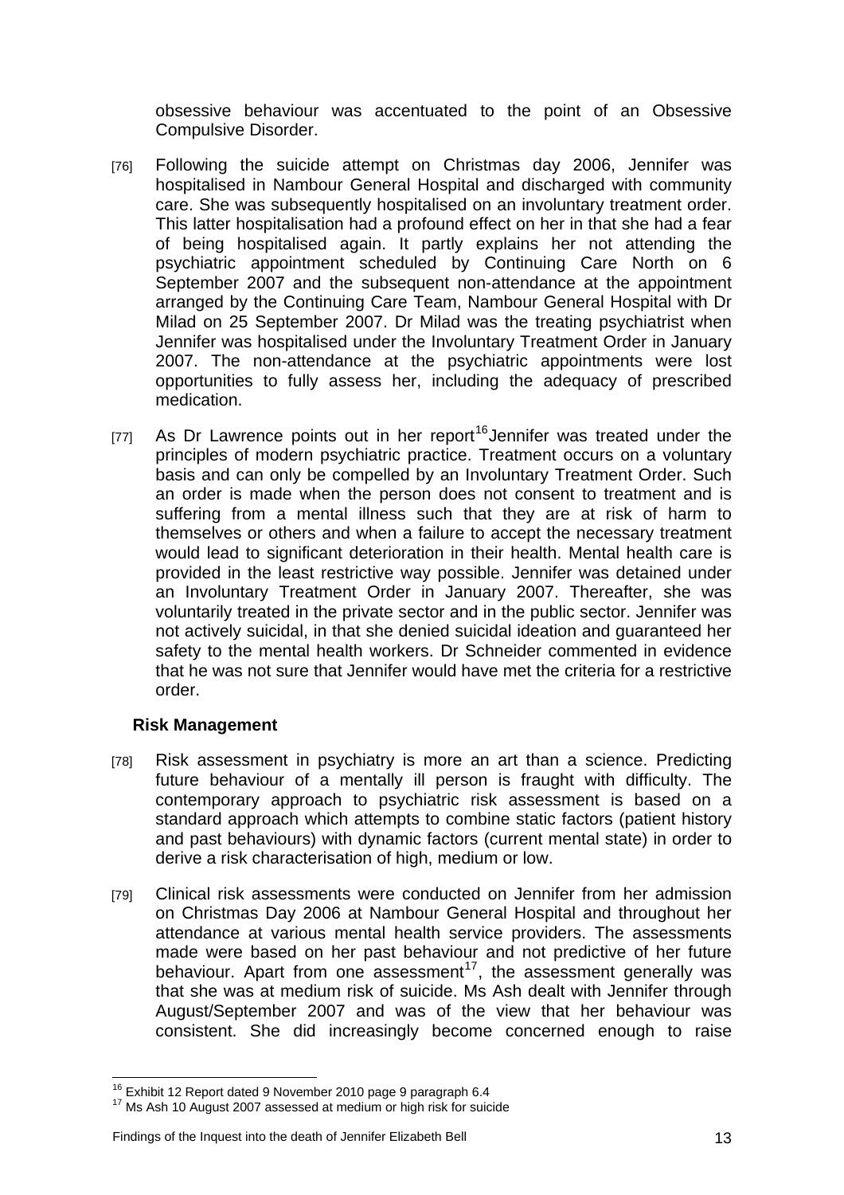obsessive behaviour was accentuated to the point of an Obsessive Compulsive Disorder.

[76] Following the suicide attempt on Christmas day 2006, Jennifer was hospitalised in Nambour General Hospital and discharged with community care. She was subsequently hospitalised on an involuntary treatment order. This latter hospitalisation had a profound effect on her in that she had a fear of being hospitalised again. It partly explains her not attending the psychiatric appointment scheduled by Continuing Care North on 6 September 2007 and the subsequent non-attendance at the appointment arranged by the Continuing Care Team, Nambour General Hospital with Dr Milad on 25 September 2007. Dr Milad was the treating psychiatrist when Jennifer was hospitalised under the Involuntary Treatment Order in January 2007. The non-attendance at the psychiatric appointments were lost opportunities to fully assess her, including the adequacy of prescribed medication.

[77] As Dr Lawrence points out in her report[16] Jennifer was treated under the principles of modern psychiatric practice. Treatment occurs on a voluntary basis and can only be compelled by an Involuntary Treatment Order. Such an order is made when the person does not consent to treatment and is suffering from a mental illness such that they are at risk of harm to themselves or others and when a failure to accept the necessary treatment would lead to significant deterioration in their health. Mental health care is provided in the least restrictive way possible. Jennifer was detained under an Involuntary Treatment Order in January 2007. Thereafter, she was voluntarily treated in the private sector and in the public sector. Jennifer was not actively suicidal, in that she denied suicidal ideation and guaranteed her safety to the mental health workers. Dr Schneider commented in evidence that he was not sure that Jennifer would have met the criteria for a restrictive order.

**Risk Management**

[78] Risk assessment in psychiatry is more an art than a science. Predicting future behaviour of a mentally ill person is fraught with difficulty. The contemporary approach to psychiatric risk assessment is based on a standard approach which attempts to combine static factors (patient history and past behaviours) with dynamic factors (current mental state) in order to derive a risk characterisation of high, medium or low.

[79] Clinical risk assessments were conducted on Jennifer from her admission on Christmas Day 2006 at Nambour General Hospital and throughout her attendance at various mental health service providers. The assessments made were based on her past behaviour and not predictive of her future behaviour. Apart from one assessment[17], the assessment generally was that she was at medium risk of suicide. Ms Ash dealt with Jennifer through August/September 2007 and was of the view that her behaviour was consistent. She did increasingly become concerned enough to raise

---

[16] Exhibit 12 Report dated 9 November 2010 page 9 paragraph 6.4

[17] Ms Ash 10 August 2007 assessed at medium or high risk for suicide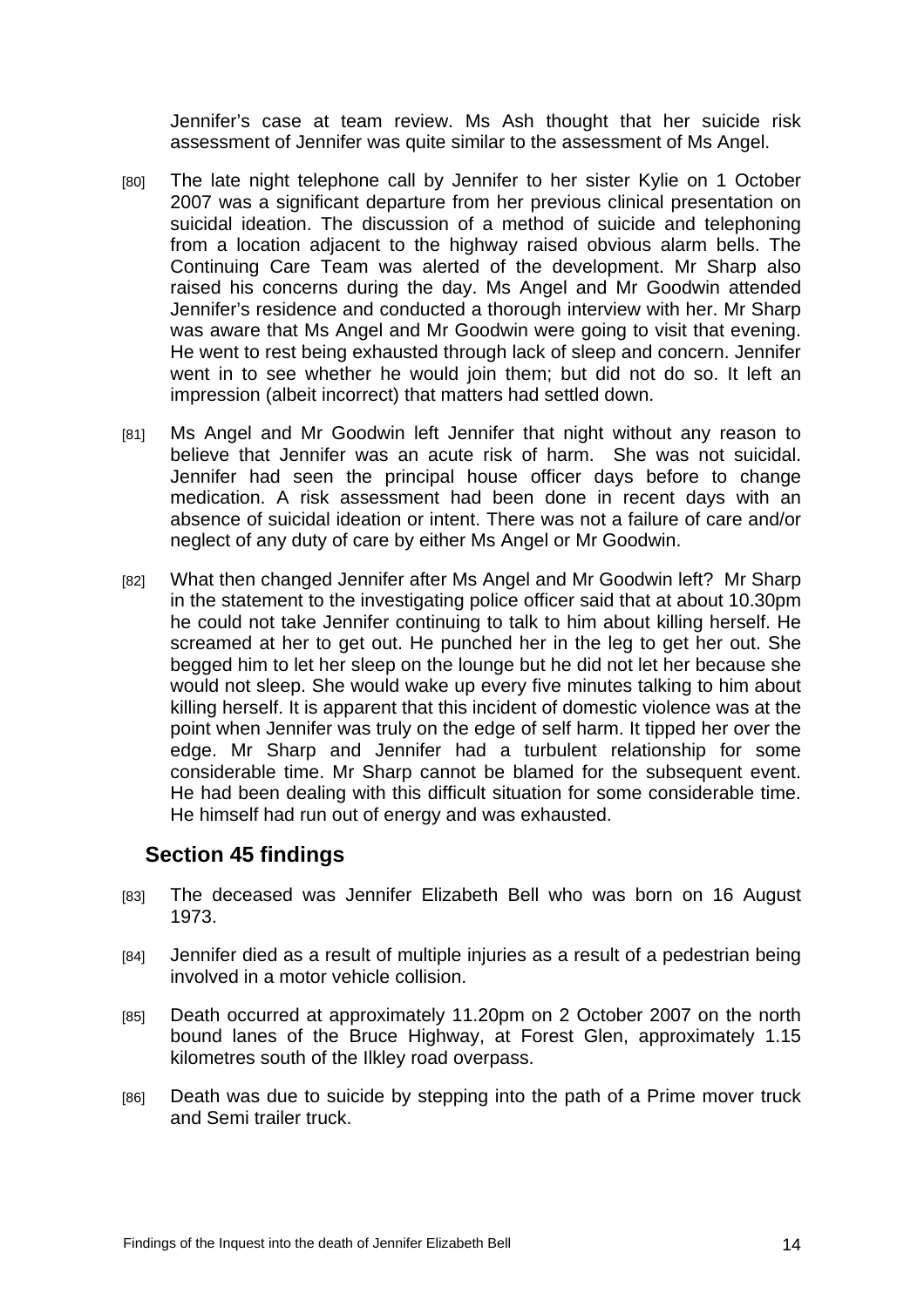Jennifer's case at team review. Ms Ash thought that her suicide risk assessment of Jennifer was quite similar to the assessment of Ms Angel.

[80] The late night telephone call by Jennifer to her sister Kylie on 1 October 2007 was a significant departure from her previous clinical presentation on suicidal ideation. The discussion of a method of suicide and telephoning from a location adjacent to the highway raised obvious alarm bells. The Continuing Care Team was alerted of the development. Mr Sharp also raised his concerns during the day. Ms Angel and Mr Goodwin attended Jennifer's residence and conducted a thorough interview with her. Mr Sharp was aware that Ms Angel and Mr Goodwin were going to visit that evening. He went to rest being exhausted through lack of sleep and concern. Jennifer went in to see whether he would join them; but did not do so. It left an impression (albeit incorrect) that matters had settled down.

[81] Ms Angel and Mr Goodwin left Jennifer that night without any reason to believe that Jennifer was an acute risk of harm. She was not suicidal. Jennifer had seen the principal house officer days before to change medication. A risk assessment had been done in recent days with an absence of suicidal ideation or intent. There was not a failure of care and/or neglect of any duty of care by either Ms Angel or Mr Goodwin.

[82] What then changed Jennifer after Ms Angel and Mr Goodwin left? Mr Sharp in the statement to the investigating police officer said that at about 10.30pm he could not take Jennifer continuing to talk to him about killing herself. He screamed at her to get out. He punched her in the leg to get her out. She begged him to let her sleep on the lounge but he did not let her because she would not sleep. She would wake up every five minutes talking to him about killing herself. It is apparent that this incident of domestic violence was at the point when Jennifer was truly on the edge of self harm. It tipped her over the edge. Mr Sharp and Jennifer had a turbulent relationship for some considerable time. Mr Sharp cannot be blamed for the subsequent event. He had been dealing with this difficult situation for some considerable time. He himself had run out of energy and was exhausted.

## Section 45 findings

[83] The deceased was Jennifer Elizabeth Bell who was born on 16 August 1973.

[84] Jennifer died as a result of multiple injuries as a result of a pedestrian being involved in a motor vehicle collision.

[85] Death occurred at approximately 11.20pm on 2 October 2007 on the north bound lanes of the Bruce Highway, at Forest Glen, approximately 1.15 kilometres south of the Ilkley road overpass.

[86] Death was due to suicide by stepping into the path of a Prime mover truck and Semi trailer truck.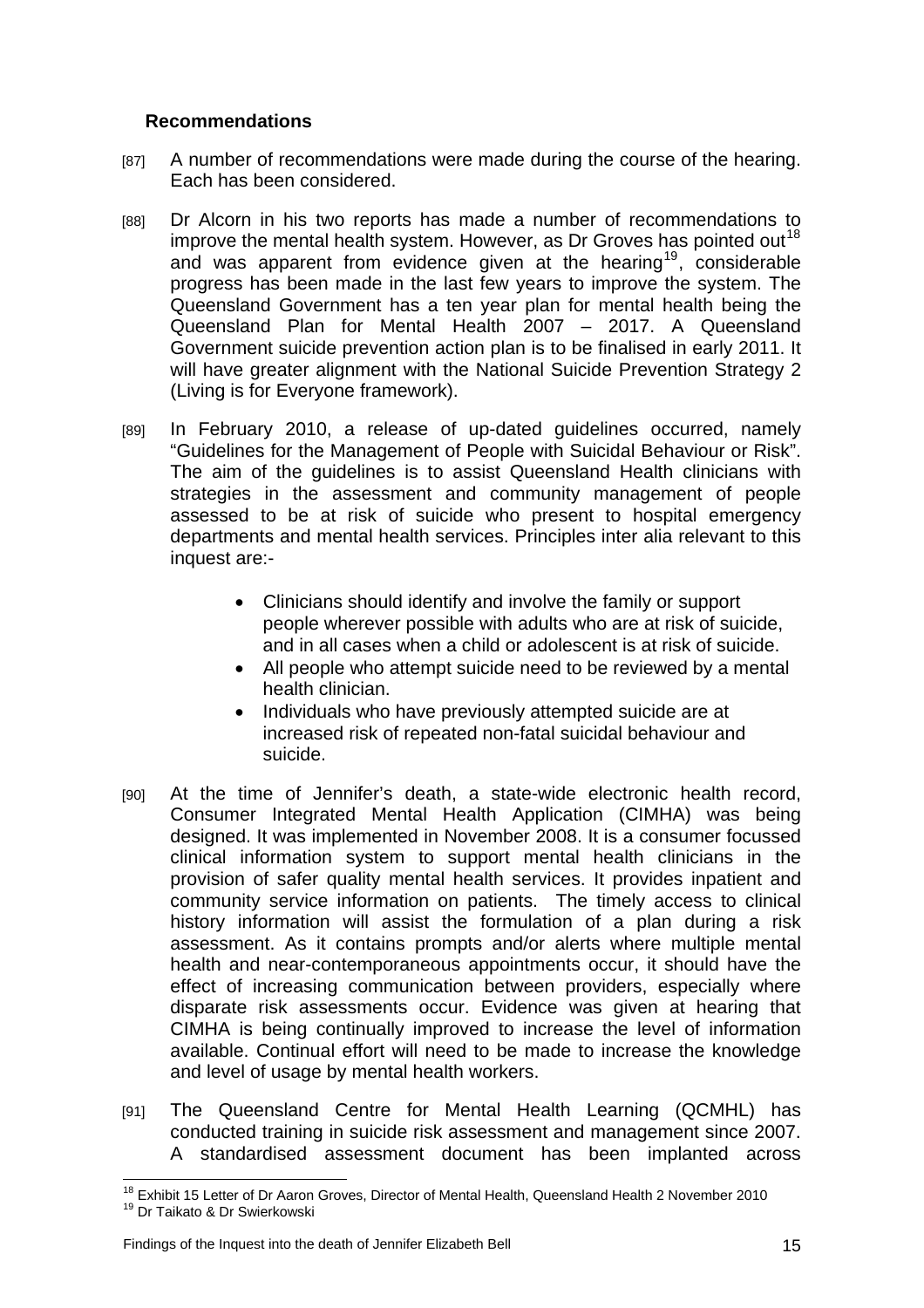### Recommendations

[87] A number of recommendations were made during the course of the hearing. Each has been considered.

[88] Dr Alcorn in his two reports has made a number of recommendations to improve the mental health system. However, as Dr Groves has pointed out[18] and was apparent from evidence given at the hearing[19], considerable progress has been made in the last few years to improve the system. The Queensland Government has a ten year plan for mental health being the Queensland Plan for Mental Health 2007 – 2017. A Queensland Government suicide prevention action plan is to be finalised in early 2011. It will have greater alignment with the National Suicide Prevention Strategy 2 (Living is for Everyone framework).

[89] In February 2010, a release of up-dated guidelines occurred, namely "Guidelines for the Management of People with Suicidal Behaviour or Risk". The aim of the guidelines is to assist Queensland Health clinicians with strategies in the assessment and community management of people assessed to be at risk of suicide who present to hospital emergency departments and mental health services. Principles inter alia relevant to this inquest are:-

- Clinicians should identify and involve the family or support people wherever possible with adults who are at risk of suicide, and in all cases when a child or adolescent is at risk of suicide.
- All people who attempt suicide need to be reviewed by a mental health clinician.
- Individuals who have previously attempted suicide are at increased risk of repeated non-fatal suicidal behaviour and suicide.

[90] At the time of Jennifer's death, a state-wide electronic health record, Consumer Integrated Mental Health Application (CIMHA) was being designed. It was implemented in November 2008. It is a consumer focussed clinical information system to support mental health clinicians in the provision of safer quality mental health services. It provides inpatient and community service information on patients. The timely access to clinical history information will assist the formulation of a plan during a risk assessment. As it contains prompts and/or alerts where multiple mental health and near-contemporaneous appointments occur, it should have the effect of increasing communication between providers, especially where disparate risk assessments occur. Evidence was given at hearing that CIMHA is being continually improved to increase the level of information available. Continual effort will need to be made to increase the knowledge and level of usage by mental health workers.

[91] The Queensland Centre for Mental Health Learning (QCMHL) has conducted training in suicide risk assessment and management since 2007. A standardised assessment document has been implanted across

---

[18] Exhibit 15 Letter of Dr Aaron Groves, Director of Mental Health, Queensland Health 2 November 2010

[19] Dr Taikato & Dr Swierkowski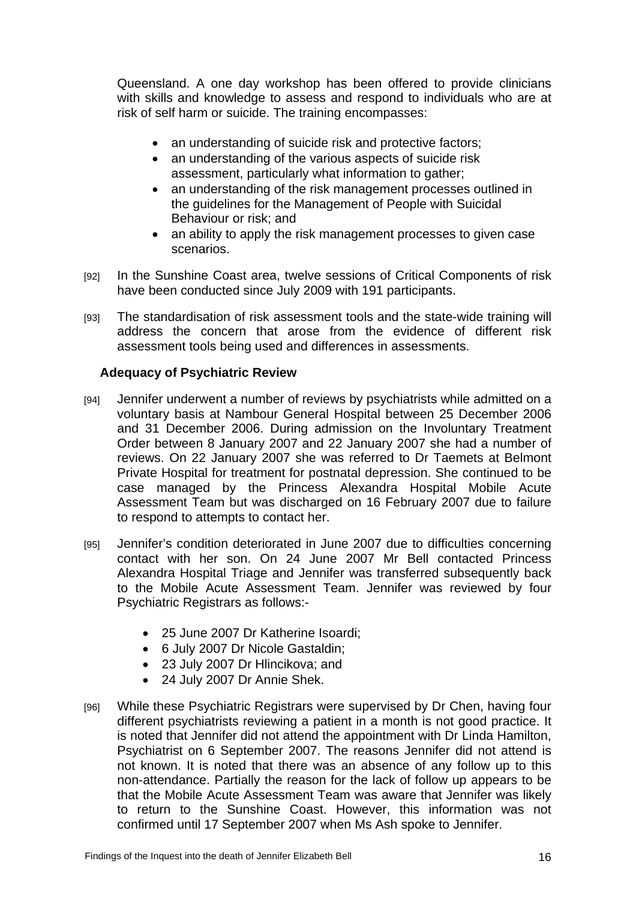Queensland. A one day workshop has been offered to provide clinicians with skills and knowledge to assess and respond to individuals who are at risk of self harm or suicide. The training encompasses:

- an understanding of suicide risk and protective factors;
- an understanding of the various aspects of suicide risk assessment, particularly what information to gather;
- an understanding of the risk management processes outlined in the guidelines for the Management of People with Suicidal Behaviour or risk; and
- an ability to apply the risk management processes to given case scenarios.

[92] In the Sunshine Coast area, twelve sessions of Critical Components of risk have been conducted since July 2009 with 191 participants.

[93] The standardisation of risk assessment tools and the state-wide training will address the concern that arose from the evidence of different risk assessment tools being used and differences in assessments.

### Adequacy of Psychiatric Review

[94] Jennifer underwent a number of reviews by psychiatrists while admitted on a voluntary basis at Nambour General Hospital between 25 December 2006 and 31 December 2006. During admission on the Involuntary Treatment Order between 8 January 2007 and 22 January 2007 she had a number of reviews. On 22 January 2007 she was referred to Dr Taemets at Belmont Private Hospital for treatment for postnatal depression. She continued to be case managed by the Princess Alexandra Hospital Mobile Acute Assessment Team but was discharged on 16 February 2007 due to failure to respond to attempts to contact her.

[95] Jennifer's condition deteriorated in June 2007 due to difficulties concerning contact with her son. On 24 June 2007 Mr Bell contacted Princess Alexandra Hospital Triage and Jennifer was transferred subsequently back to the Mobile Acute Assessment Team. Jennifer was reviewed by four Psychiatric Registrars as follows:-

- 25 June 2007 Dr Katherine Isoardi;
- 6 July 2007 Dr Nicole Gastaldin;
- 23 July 2007 Dr Hlincikova; and
- 24 July 2007 Dr Annie Shek.

[96] While these Psychiatric Registrars were supervised by Dr Chen, having four different psychiatrists reviewing a patient in a month is not good practice. It is noted that Jennifer did not attend the appointment with Dr Linda Hamilton, Psychiatrist on 6 September 2007. The reasons Jennifer did not attend is not known. It is noted that there was an absence of any follow up to this non-attendance. Partially the reason for the lack of follow up appears to be that the Mobile Acute Assessment Team was aware that Jennifer was likely to return to the Sunshine Coast. However, this information was not confirmed until 17 September 2007 when Ms Ash spoke to Jennifer.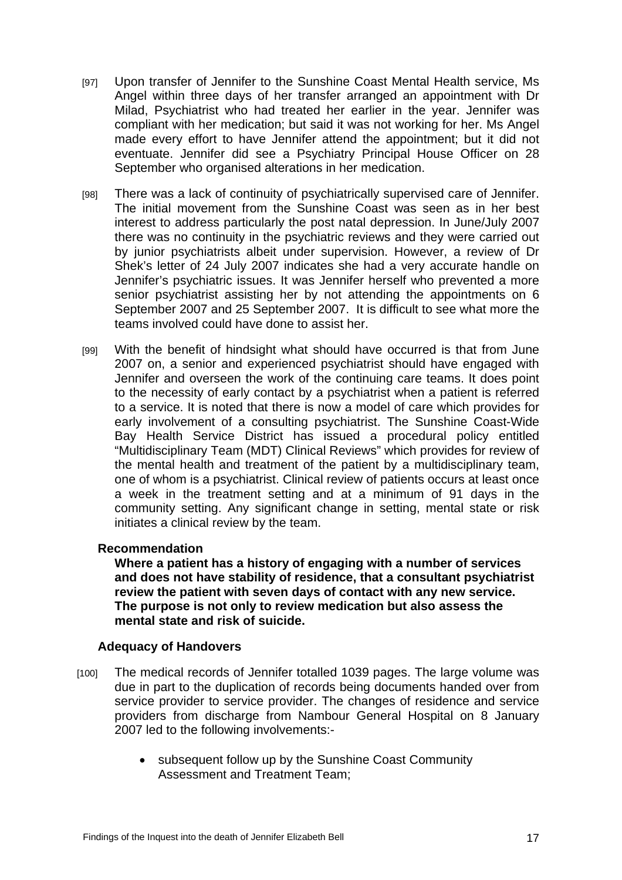[97] Upon transfer of Jennifer to the Sunshine Coast Mental Health service, Ms Angel within three days of her transfer arranged an appointment with Dr Milad, Psychiatrist who had treated her earlier in the year. Jennifer was compliant with her medication; but said it was not working for her. Ms Angel made every effort to have Jennifer attend the appointment; but it did not eventuate. Jennifer did see a Psychiatry Principal House Officer on 28 September who organised alterations in her medication.

[98] There was a lack of continuity of psychiatrically supervised care of Jennifer. The initial movement from the Sunshine Coast was seen as in her best interest to address particularly the post natal depression. In June/July 2007 there was no continuity in the psychiatric reviews and they were carried out by junior psychiatrists albeit under supervision. However, a review of Dr Shek's letter of 24 July 2007 indicates she had a very accurate handle on Jennifer's psychiatric issues. It was Jennifer herself who prevented a more senior psychiatrist assisting her by not attending the appointments on 6 September 2007 and 25 September 2007. It is difficult to see what more the teams involved could have done to assist her.

[99] With the benefit of hindsight what should have occurred is that from June 2007 on, a senior and experienced psychiatrist should have engaged with Jennifer and overseen the work of the continuing care teams. It does point to the necessity of early contact by a psychiatrist when a patient is referred to a service. It is noted that there is now a model of care which provides for early involvement of a consulting psychiatrist. The Sunshine Coast-Wide Bay Health Service District has issued a procedural policy entitled "Multidisciplinary Team (MDT) Clinical Reviews" which provides for review of the mental health and treatment of the patient by a multidisciplinary team, one of whom is a psychiatrist. Clinical review of patients occurs at least once a week in the treatment setting and at a minimum of 91 days in the community setting. Any significant change in setting, mental state or risk initiates a clinical review by the team.

**Recommendation**

**Where a patient has a history of engaging with a number of services and does not have stability of residence, that a consultant psychiatrist review the patient with seven days of contact with any new service. The purpose is not only to review medication but also assess the mental state and risk of suicide.**

**Adequacy of Handovers**

[100] The medical records of Jennifer totalled 1039 pages. The large volume was due in part to the duplication of records being documents handed over from service provider to service provider. The changes of residence and service providers from discharge from Nambour General Hospital on 8 January 2007 led to the following involvements:-

- subsequent follow up by the Sunshine Coast Community Assessment and Treatment Team;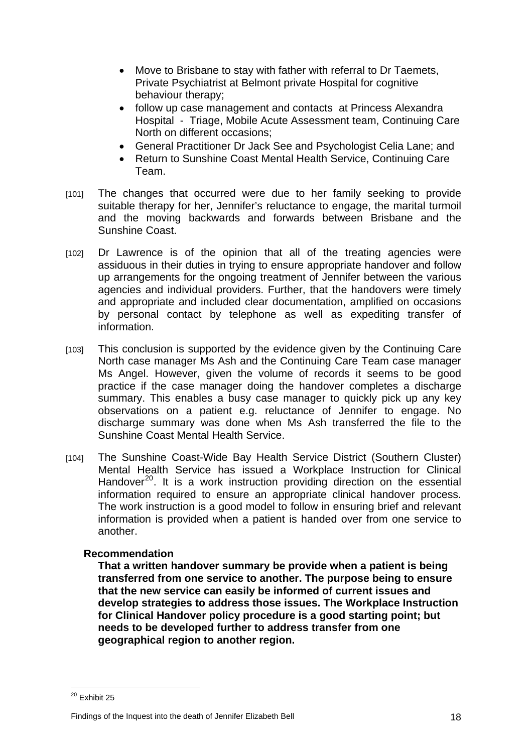- Move to Brisbane to stay with father with referral to Dr Taemets, Private Psychiatrist at Belmont private Hospital for cognitive behaviour therapy;
- follow up case management and contacts at Princess Alexandra Hospital - Triage, Mobile Acute Assessment team, Continuing Care North on different occasions;
- General Practitioner Dr Jack See and Psychologist Celia Lane; and
- Return to Sunshine Coast Mental Health Service, Continuing Care Team.

[101] The changes that occurred were due to her family seeking to provide suitable therapy for her, Jennifer's reluctance to engage, the marital turmoil and the moving backwards and forwards between Brisbane and the Sunshine Coast.

[102] Dr Lawrence is of the opinion that all of the treating agencies were assiduous in their duties in trying to ensure appropriate handover and follow up arrangements for the ongoing treatment of Jennifer between the various agencies and individual providers. Further, that the handovers were timely and appropriate and included clear documentation, amplified on occasions by personal contact by telephone as well as expediting transfer of information.

[103] This conclusion is supported by the evidence given by the Continuing Care North case manager Ms Ash and the Continuing Care Team case manager Ms Angel. However, given the volume of records it seems to be good practice if the case manager doing the handover completes a discharge summary. This enables a busy case manager to quickly pick up any key observations on a patient e.g. reluctance of Jennifer to engage. No discharge summary was done when Ms Ash transferred the file to the Sunshine Coast Mental Health Service.

[104] The Sunshine Coast-Wide Bay Health Service District (Southern Cluster) Mental Health Service has issued a Workplace Instruction for Clinical Handover[20]. It is a work instruction providing direction on the essential information required to ensure an appropriate clinical handover process. The work instruction is a good model to follow in ensuring brief and relevant information is provided when a patient is handed over from one service to another.

**Recommendation**

**That a written handover summary be provide when a patient is being transferred from one service to another. The purpose being to ensure that the new service can easily be informed of current issues and develop strategies to address those issues. The Workplace Instruction for Clinical Handover policy procedure is a good starting point; but needs to be developed further to address transfer from one geographical region to another region.**

[20] Exhibit 25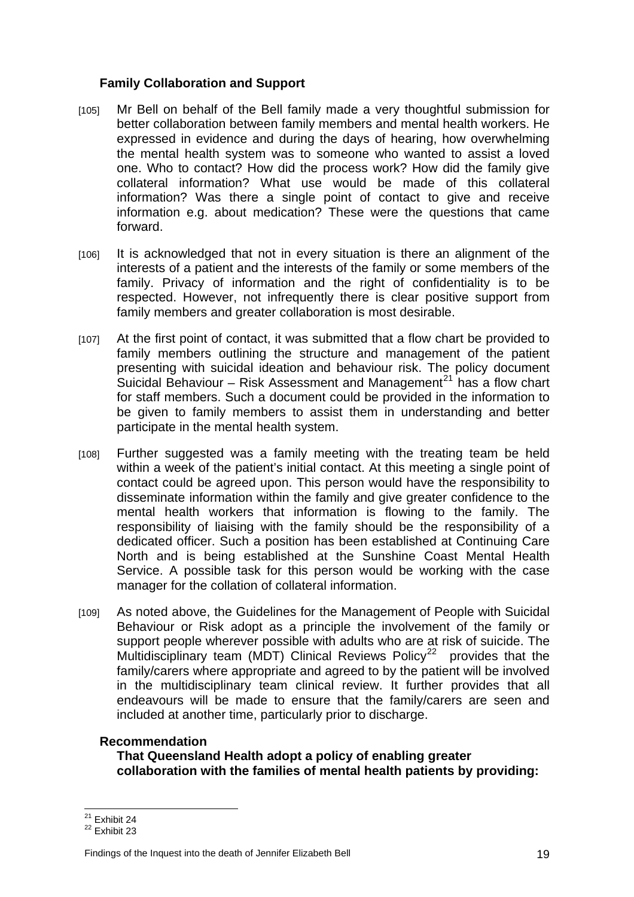### Family Collaboration and Support

[105] Mr Bell on behalf of the Bell family made a very thoughtful submission for better collaboration between family members and mental health workers. He expressed in evidence and during the days of hearing, how overwhelming the mental health system was to someone who wanted to assist a loved one. Who to contact? How did the process work? How did the family give collateral information? What use would be made of this collateral information? Was there a single point of contact to give and receive information e.g. about medication? These were the questions that came forward.

[106] It is acknowledged that not in every situation is there an alignment of the interests of a patient and the interests of the family or some members of the family. Privacy of information and the right of confidentiality is to be respected. However, not infrequently there is clear positive support from family members and greater collaboration is most desirable.

[107] At the first point of contact, it was submitted that a flow chart be provided to family members outlining the structure and management of the patient presenting with suicidal ideation and behaviour risk. The policy document Suicidal Behaviour – Risk Assessment and Management[21] has a flow chart for staff members. Such a document could be provided in the information to be given to family members to assist them in understanding and better participate in the mental health system.

[108] Further suggested was a family meeting with the treating team be held within a week of the patient's initial contact. At this meeting a single point of contact could be agreed upon. This person would have the responsibility to disseminate information within the family and give greater confidence to the mental health workers that information is flowing to the family. The responsibility of liaising with the family should be the responsibility of a dedicated officer. Such a position has been established at Continuing Care North and is being established at the Sunshine Coast Mental Health Service. A possible task for this person would be working with the case manager for the collation of collateral information.

[109] As noted above, the Guidelines for the Management of People with Suicidal Behaviour or Risk adopt as a principle the involvement of the family or support people wherever possible with adults who are at risk of suicide. The Multidisciplinary team (MDT) Clinical Reviews Policy[22] provides that the family/carers where appropriate and agreed to by the patient will be involved in the multidisciplinary team clinical review. It further provides that all endeavours will be made to ensure that the family/carers are seen and included at another time, particularly prior to discharge.

**Recommendation**

**That Queensland Health adopt a policy of enabling greater collaboration with the families of mental health patients by providing:**

---

[21] Exhibit 24

[22] Exhibit 23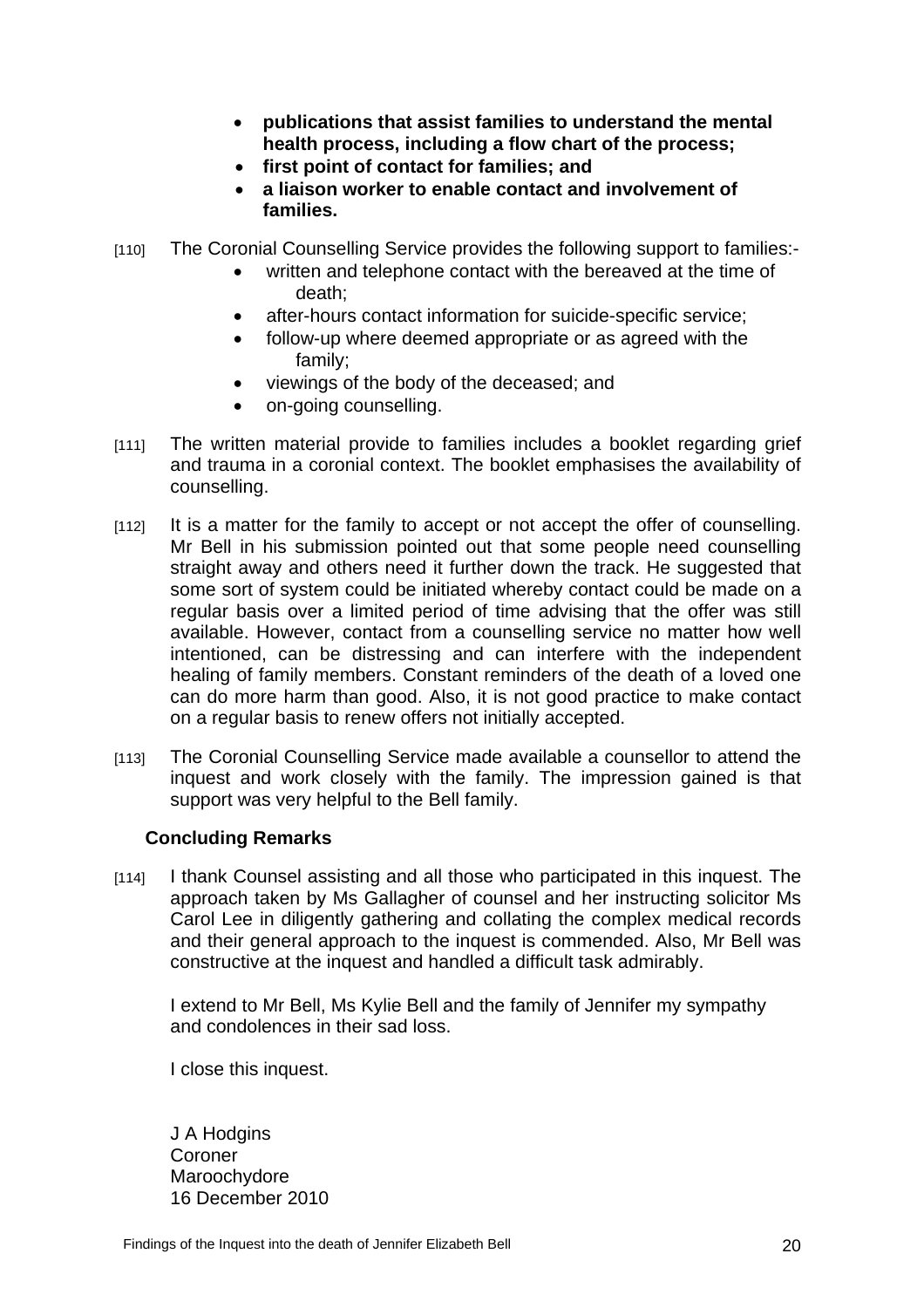- **publications that assist families to understand the mental health process, including a flow chart of the process;**
- **first point of contact for families; and**
- **a liaison worker to enable contact and involvement of families.**

[110] The Coronial Counselling Service provides the following support to families:-

- written and telephone contact with the bereaved at the time of death;
- after-hours contact information for suicide-specific service;
- follow-up where deemed appropriate or as agreed with the family;
- viewings of the body of the deceased; and
- on-going counselling.

[111] The written material provide to families includes a booklet regarding grief and trauma in a coronial context. The booklet emphasises the availability of counselling.

[112] It is a matter for the family to accept or not accept the offer of counselling. Mr Bell in his submission pointed out that some people need counselling straight away and others need it further down the track. He suggested that some sort of system could be initiated whereby contact could be made on a regular basis over a limited period of time advising that the offer was still available. However, contact from a counselling service no matter how well intentioned, can be distressing and can interfere with the independent healing of family members. Constant reminders of the death of a loved one can do more harm than good. Also, it is not good practice to make contact on a regular basis to renew offers not initially accepted.

[113] The Coronial Counselling Service made available a counsellor to attend the inquest and work closely with the family. The impression gained is that support was very helpful to the Bell family.

### Concluding Remarks

[114] I thank Counsel assisting and all those who participated in this inquest. The approach taken by Ms Gallagher of counsel and her instructing solicitor Ms Carol Lee in diligently gathering and collating the complex medical records and their general approach to the inquest is commended. Also, Mr Bell was constructive at the inquest and handled a difficult task admirably.

I extend to Mr Bell, Ms Kylie Bell and the family of Jennifer my sympathy and condolences in their sad loss.

I close this inquest.

J A Hodgins
Coroner
Maroochydore
16 December 2010